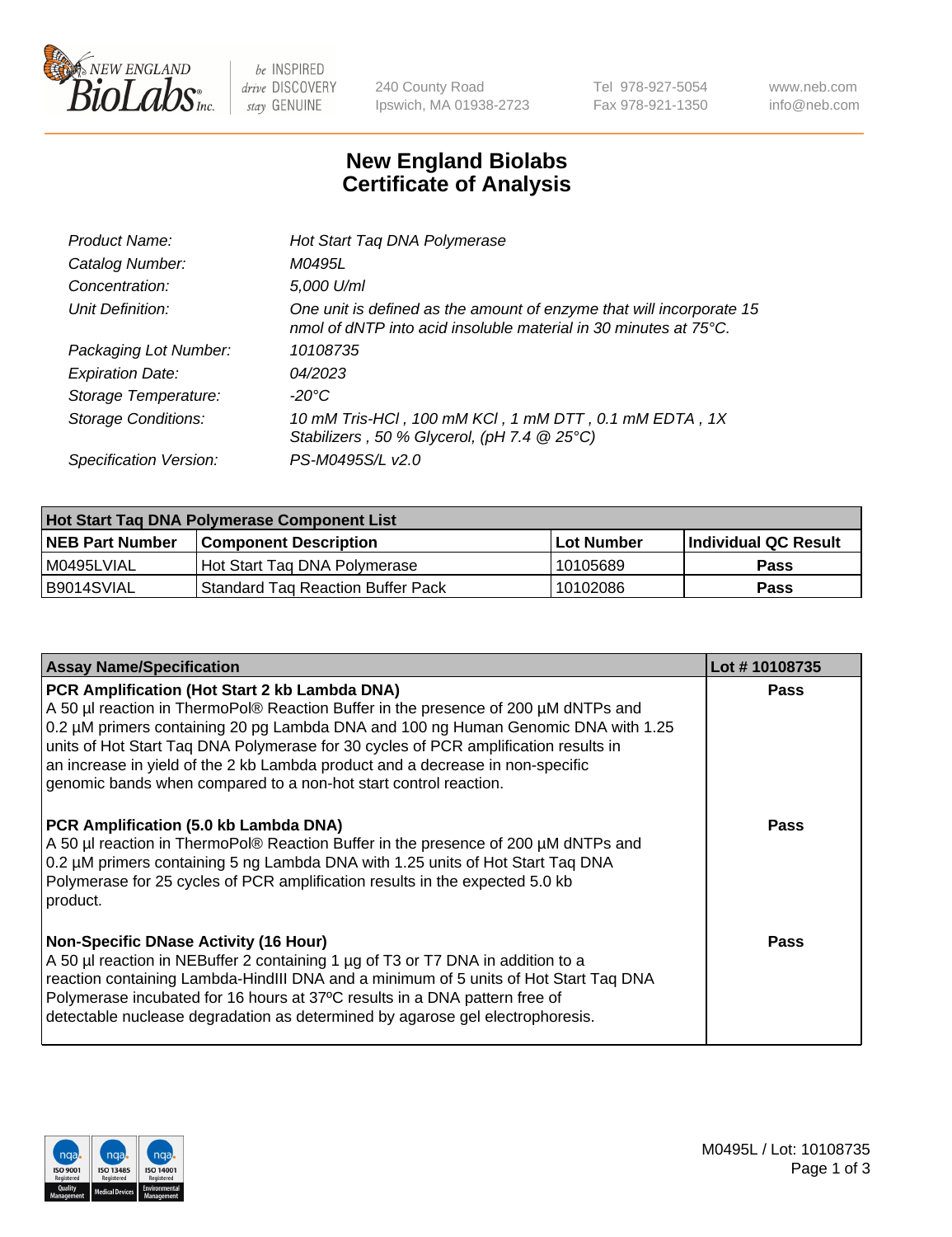# New England Biolabs Certificate of Analysis

| | |
|---|---|
| *Product Name:* | *Hot Start Taq DNA Polymerase* |
| *Catalog Number:* | *M0495L* |
| *Concentration:* | *5,000 U/ml* |
| *Unit Definition:* | *One unit is defined as the amount of enzyme that will incorporate 15 nmol of dNTP into acid insoluble material in 30 minutes at 75°C.* |
| *Packaging Lot Number:* | *10108735* |
| *Expiration Date:* | *04/2023* |
| *Storage Temperature:* | *-20°C* |
| *Storage Conditions:* | *10 mM Tris-HCl , 100 mM KCl , 1 mM DTT , 0.1 mM EDTA , 1X Stabilizers , 50 % Glycerol, (pH 7.4 @ 25°C)* |
| *Specification Version:* | *PS-M0495S/L v2.0* |

| Hot Start Taq DNA Polymerase Component List | | | |
|---|---|---|---|
| **NEB Part Number** | **Component Description** | **Lot Number** | **Individual QC Result** |
| M0495LVIAL | Hot Start Taq DNA Polymerase | 10105689 | **Pass** |
| B9014SVIAL | Standard Taq Reaction Buffer Pack | 10102086 | **Pass** |

| Assay Name/Specification | Lot # 10108735 |
|---|---|
| **PCR Amplification (Hot Start 2 kb Lambda DNA)**<br>A 50 µl reaction in ThermoPol® Reaction Buffer in the presence of 200 µM dNTPs and 0.2 µM primers containing 20 pg Lambda DNA and 100 ng Human Genomic DNA with 1.25 units of Hot Start Taq DNA Polymerase for 30 cycles of PCR amplification results in an increase in yield of the 2 kb Lambda product and a decrease in non-specific genomic bands when compared to a non-hot start control reaction. | **Pass** |
| **PCR Amplification (5.0 kb Lambda DNA)**<br>A 50 µl reaction in ThermoPol® Reaction Buffer in the presence of 200 µM dNTPs and 0.2 µM primers containing 5 ng Lambda DNA with 1.25 units of Hot Start Taq DNA Polymerase for 25 cycles of PCR amplification results in the expected 5.0 kb product. | **Pass** |
| **Non-Specific DNase Activity (16 Hour)**<br>A 50 µl reaction in NEBuffer 2 containing 1 µg of T3 or T7 DNA in addition to a reaction containing Lambda-HindIII DNA and a minimum of 5 units of Hot Start Taq DNA Polymerase incubated for 16 hours at 37ºC results in a DNA pattern free of detectable nuclease degradation as determined by agarose gel electrophoresis. | **Pass** |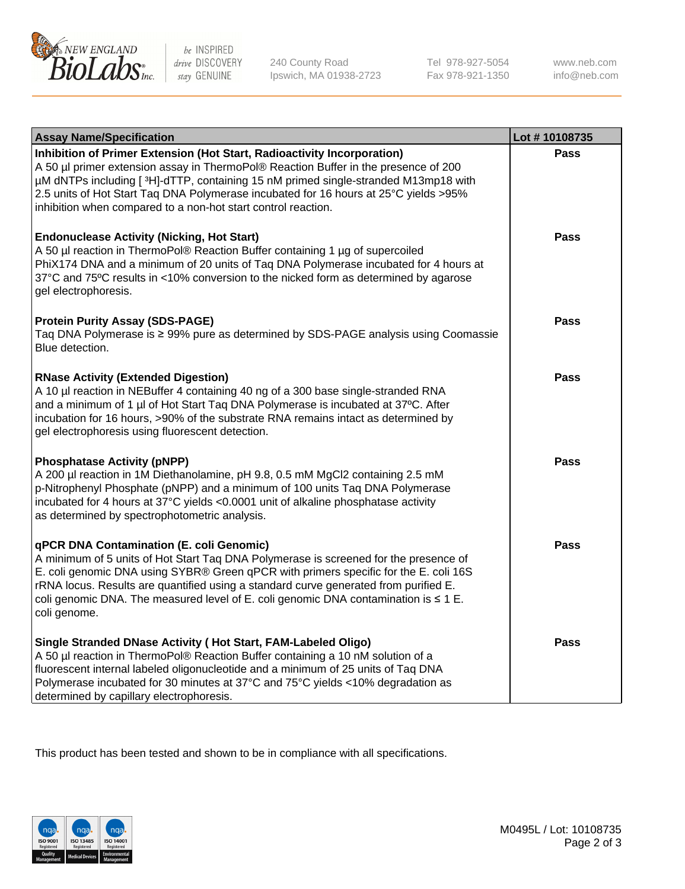| Assay Name/Specification | Lot # 10108735 |
|---|---|
| **Inhibition of Primer Extension (Hot Start, Radioactivity Incorporation)**<br>A 50 µl primer extension assay in ThermoPol® Reaction Buffer in the presence of 200 µM dNTPs including [ $^3$H]-dTTP, containing 15 nM primed single-stranded M13mp18 with 2.5 units of Hot Start Taq DNA Polymerase incubated for 16 hours at 25°C yields >95% inhibition when compared to a non-hot start control reaction. | Pass |
| **Endonuclease Activity (Nicking, Hot Start)**<br>A 50 µl reaction in ThermoPol® Reaction Buffer containing 1 µg of supercoiled PhiX174 DNA and a minimum of 20 units of Taq DNA Polymerase incubated for 4 hours at 37°C and 75ºC results in <10% conversion to the nicked form as determined by agarose gel electrophoresis. | Pass |
| **Protein Purity Assay (SDS-PAGE)**<br>Taq DNA Polymerase is ≥ 99% pure as determined by SDS-PAGE analysis using Coomassie Blue detection. | Pass |
| **RNase Activity (Extended Digestion)**<br>A 10 µl reaction in NEBuffer 4 containing 40 ng of a 300 base single-stranded RNA and a minimum of 1 µl of Hot Start Taq DNA Polymerase is incubated at 37ºC. After incubation for 16 hours, >90% of the substrate RNA remains intact as determined by gel electrophoresis using fluorescent detection. | Pass |
| **Phosphatase Activity (pNPP)**<br>A 200 µl reaction in 1M Diethanolamine, pH 9.8, 0.5 mM $MgCl_2$ containing 2.5 mM p-Nitrophenyl Phosphate (pNPP) and a minimum of 100 units Taq DNA Polymerase incubated for 4 hours at 37°C yields <0.0001 unit of alkaline phosphatase activity as determined by spectrophotometric analysis. | Pass |
| **qPCR DNA Contamination (E. coli Genomic)**<br>A minimum of 5 units of Hot Start Taq DNA Polymerase is screened for the presence of E. coli genomic DNA using SYBR® Green qPCR with primers specific for the E. coli 16S rRNA locus. Results are quantified using a standard curve generated from purified E. coli genomic DNA. The measured level of E. coli genomic DNA contamination is ≤ 1 E. coli genome. | Pass |
| **Single Stranded DNase Activity ( Hot Start, FAM-Labeled Oligo)**<br>A 50 µl reaction in ThermoPol® Reaction Buffer containing a 10 nM solution of a fluorescent internal labeled oligonucleotide and a minimum of 25 units of Taq DNA Polymerase incubated for 30 minutes at 37°C and 75°C yields <10% degradation as determined by capillary electrophoresis. | Pass |

This product has been tested and shown to be in compliance with all specifications.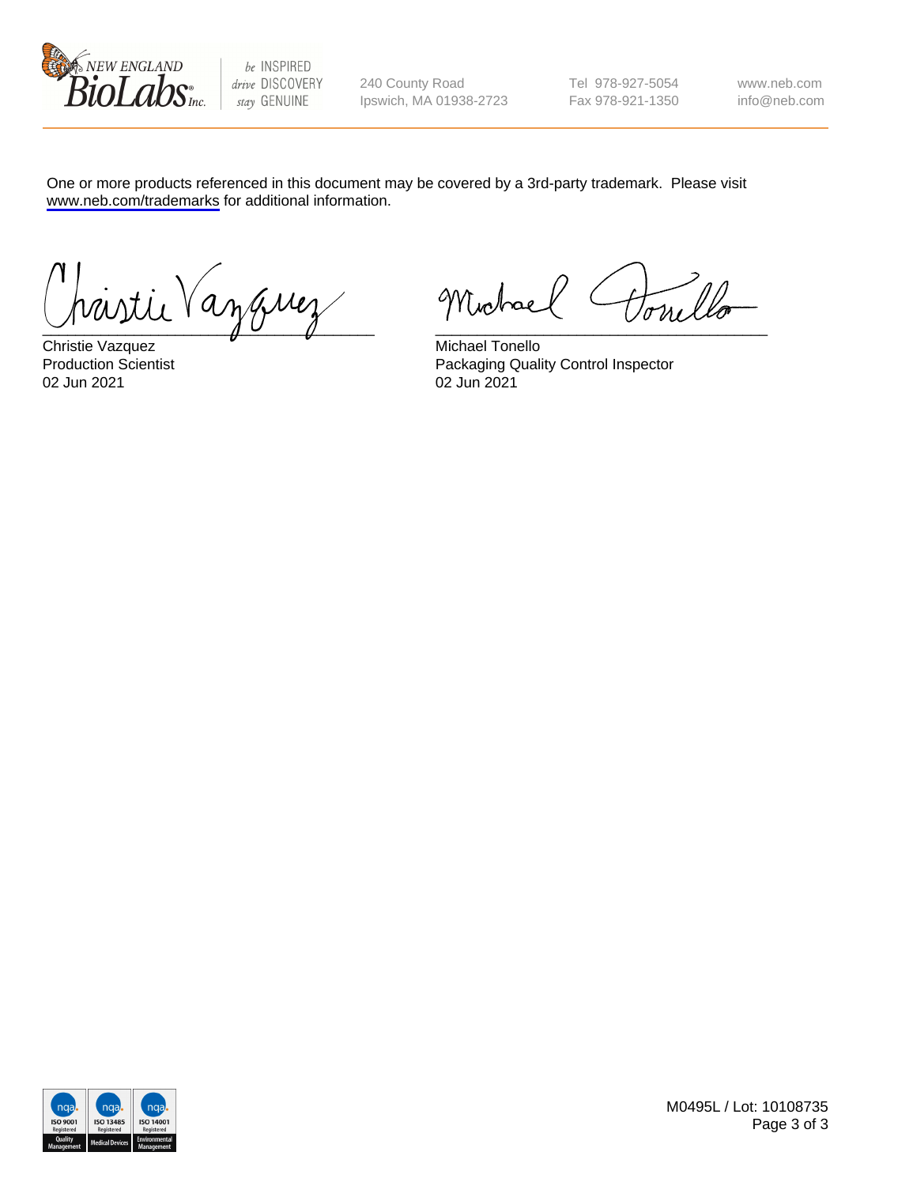One or more products referenced in this document may be covered by a 3rd-party trademark. Please visit www.neb.com/trademarks for additional information.

Christie Vazquez
Production Scientist
02 Jun 2021

Michael Tonello
Packaging Quality Control Inspector
02 Jun 2021

M0495L / Lot: 10108735